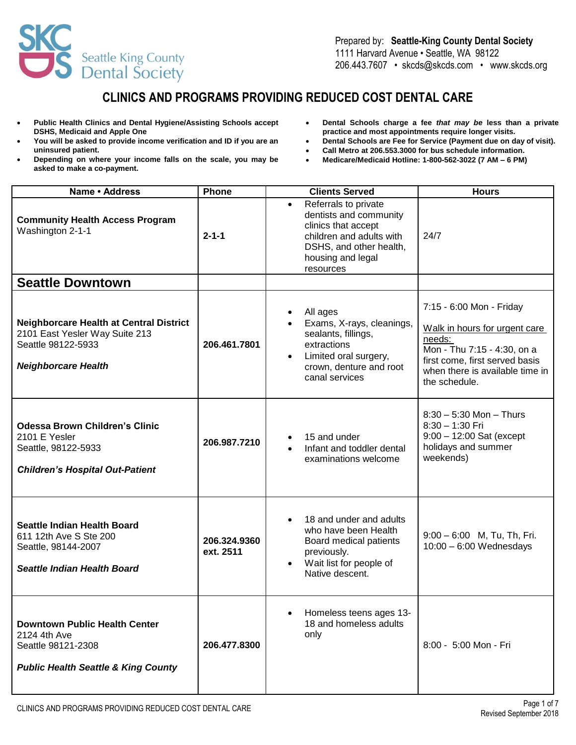Seattle King County Dental Society

Prepared by: **Seattle-King County Dental Society**
1111 Harvard Avenue • Seattle, WA 98122
206.443.7607 • skcds@skcds.com • www.skcds.org

# CLINICS AND PROGRAMS PROVIDING REDUCED COST DENTAL CARE

- **Public Health Clinics and Dental Hygiene/Assisting Schools accept DSHS, Medicaid and Apple One**
- **You will be asked to provide income verification and ID if you are an uninsured patient.**
- **Depending on where your income falls on the scale, you may be asked to make a co-payment.**
- **Dental Schools charge a fee *that may be* less than a private practice and most appointments require longer visits.**
- **Dental Schools are Fee for Service (Payment due on day of visit).**
- **Call Metro at 206.553.3000 for bus schedule information.**
- **Medicare/Medicaid Hotline: 1-800-562-3022 (7 AM – 6 PM)**

| Name • Address | Phone | Clients Served | Hours |
|---|---|---|---|
| **Community Health Access Program** Washington 2-1-1 | **2-1-1** | • Referrals to private dentists and community clinics that accept children and adults with DSHS, and other health, housing and legal resources | 24/7 |
| **Seattle Downtown** | | | |
| **Neighborcare Health at Central District** 2101 East Yesler Way Suite 213 Seattle 98122-5933 ***Neighborcare Health*** | **206.461.7801** | • All ages • Exams, X-rays, cleanings, sealants, fillings, extractions • Limited oral surgery, crown, denture and root canal services | 7:15 - 6:00 Mon - Friday Walk in hours for urgent care needs: Mon - Thu 7:15 - 4:30, on a first come, first served basis when there is available time in the schedule. |
| **Odessa Brown Children's Clinic** 2101 E Yesler Seattle, 98122-5933 ***Children's Hospital Out-Patient*** | **206.987.7210** | • 15 and under • Infant and toddler dental examinations welcome | 8:30 – 5:30 Mon – Thurs 8:30 – 1:30 Fri 9:00 – 12:00 Sat (except holidays and summer weekends) |
| **Seattle Indian Health Board** 611 12th Ave S Ste 200 Seattle, 98144-2007 ***Seattle Indian Health Board*** | **206.324.9360 ext. 2511** | • 18 and under and adults who have been Health Board medical patients previously. • Wait list for people of Native descent. | 9:00 – 6:00 M, Tu, Th, Fri. 10:00 – 6:00 Wednesdays |
| **Downtown Public Health Center** 2124 4th Ave Seattle 98121-2308 ***Public Health Seattle & King County*** | **206.477.8300** | • Homeless teens ages 13-18 and homeless adults only | 8:00 - 5:00 Mon - Fri |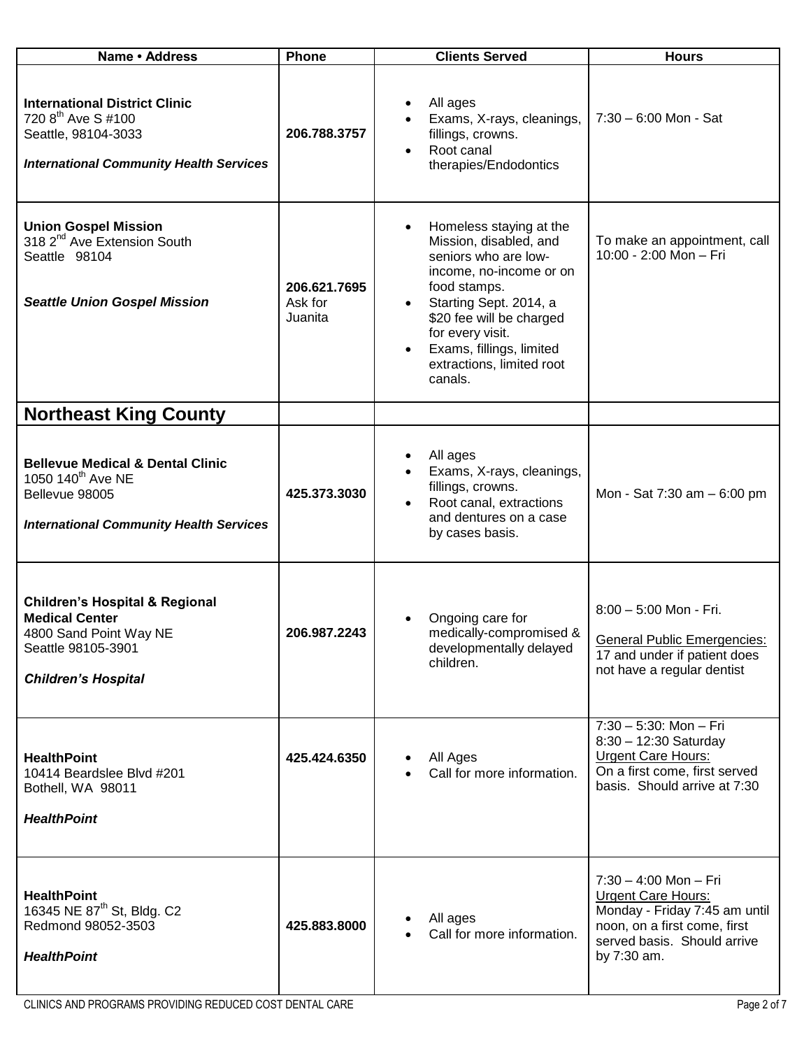| Name • Address | Phone | Clients Served | Hours |
|---|---|---|---|
| **International District Clinic**<br>720 8th Ave S #100<br>Seattle, 98104-3033<br>***International Community Health Services*** | **206.788.3757** | • All ages<br>• Exams, X-rays, cleanings, fillings, crowns.<br>• Root canal therapies/Endodontics | 7:30 – 6:00 Mon - Sat |
| **Union Gospel Mission**<br>318 2nd Ave Extension South<br>Seattle 98104<br>***Seattle Union Gospel Mission*** | **206.621.7695**<br>Ask for Juanita | • Homeless staying at the Mission, disabled, and seniors who are low-income, no-income or on food stamps.<br>• Starting Sept. 2014, a $20 fee will be charged for every visit.<br>• Exams, fillings, limited extractions, limited root canals. | To make an appointment, call 10:00 - 2:00 Mon – Fri |
| **Northeast King County** | | | |
| **Bellevue Medical & Dental Clinic**<br>1050 140th Ave NE<br>Bellevue 98005<br>***International Community Health Services*** | **425.373.3030** | • All ages<br>• Exams, X-rays, cleanings, fillings, crowns.<br>• Root canal, extractions and dentures on a case by cases basis. | Mon - Sat 7:30 am – 6:00 pm |
| **Children's Hospital & Regional Medical Center**<br>4800 Sand Point Way NE<br>Seattle 98105-3901<br>***Children's Hospital*** | **206.987.2243** | • Ongoing care for medically-compromised & developmentally delayed children. | 8:00 – 5:00 Mon - Fri.<br>General Public Emergencies:<br>17 and under if patient does not have a regular dentist |
| **HealthPoint**<br>10414 Beardslee Blvd #201<br>Bothell, WA 98011<br>***HealthPoint*** | **425.424.6350** | • All Ages<br>• Call for more information. | 7:30 – 5:30: Mon – Fri<br>8:30 – 12:30 Saturday<br>Urgent Care Hours:<br>On a first come, first served basis. Should arrive at 7:30 |
| **HealthPoint**<br>16345 NE 87th St, Bldg. C2<br>Redmond 98052-3503<br>***HealthPoint*** | **425.883.8000** | • All ages<br>• Call for more information. | 7:30 – 4:00 Mon – Fri<br>Urgent Care Hours:<br>Monday - Friday 7:45 am until noon, on a first come, first served basis. Should arrive by 7:30 am. |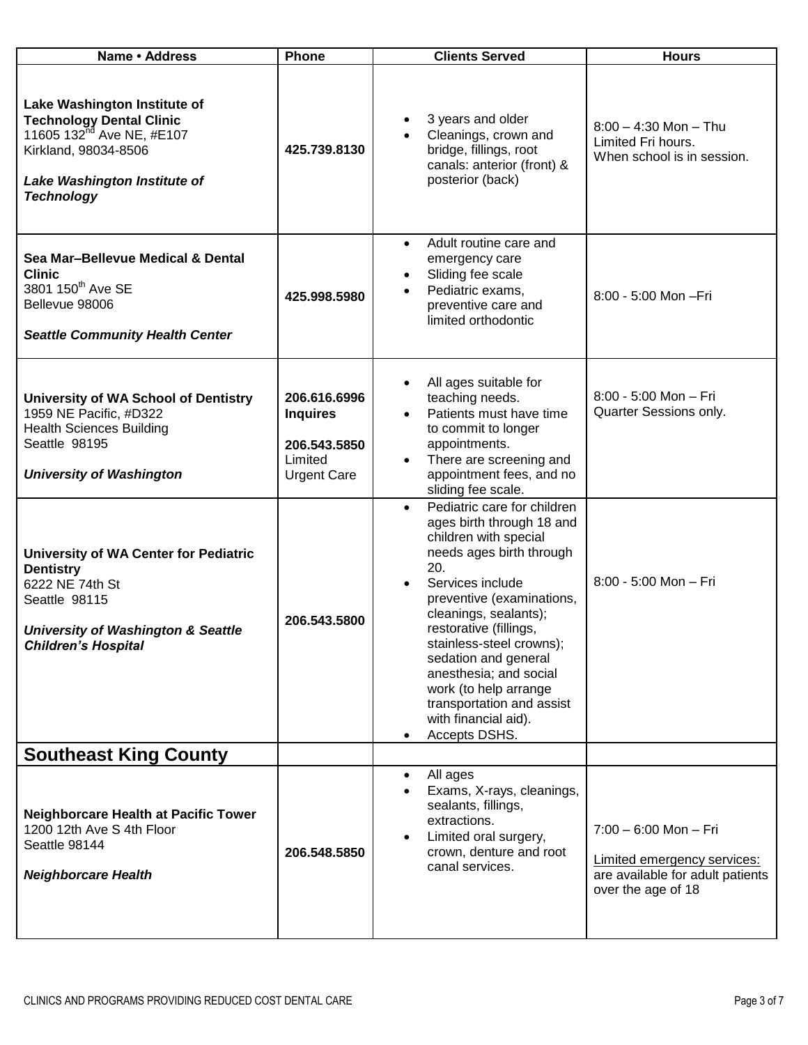| Name • Address | Phone | Clients Served | Hours |
|---|---|---|---|
| **Lake Washington Institute of Technology Dental Clinic**<br>11605 132nd Ave NE, #E107<br>Kirkland, 98034-8506<br><br>***Lake Washington Institute of Technology*** | **425.739.8130** | • 3 years and older<br>• Cleanings, crown and bridge, fillings, root canals: anterior (front) & posterior (back) | 8:00 – 4:30 Mon – Thu<br>Limited Fri hours.<br>When school is in session. |
| **Sea Mar–Bellevue Medical & Dental Clinic**<br>3801 150th Ave SE<br>Bellevue 98006<br><br>***Seattle Community Health Center*** | **425.998.5980** | • Adult routine care and emergency care<br>• Sliding fee scale<br>• Pediatric exams, preventive care and limited orthodontic | 8:00 - 5:00 Mon –Fri |
| **University of WA School of Dentistry**<br>1959 NE Pacific, #D322<br>Health Sciences Building<br>Seattle 98195<br><br>***University of Washington*** | **206.616.6996**<br>**Inquires**<br><br>**206.543.5850**<br>Limited Urgent Care | • All ages suitable for teaching needs.<br>• Patients must have time to commit to longer appointments.<br>• There are screening and appointment fees, and no sliding fee scale. | 8:00 - 5:00 Mon – Fri<br>Quarter Sessions only. |
| **University of WA Center for Pediatric Dentistry**<br>6222 NE 74th St<br>Seattle 98115<br><br>***University of Washington & Seattle Children's Hospital*** | **206.543.5800** | • Pediatric care for children ages birth through 18 and children with special needs ages birth through 20.<br>• Services include preventive (examinations, cleanings, sealants); restorative (fillings, stainless-steel crowns); sedation and general anesthesia; and social work (to help arrange transportation and assist with financial aid).<br>• Accepts DSHS. | 8:00 - 5:00 Mon – Fri |
| **Southeast King County** | | | |
| **Neighborcare Health at Pacific Tower**<br>1200 12th Ave S 4th Floor<br>Seattle 98144<br><br>***Neighborcare Health*** | **206.548.5850** | • All ages<br>• Exams, X-rays, cleanings, sealants, fillings, extractions.<br>• Limited oral surgery, crown, denture and root canal services. | 7:00 – 6:00 Mon – Fri<br><br>Limited emergency services: are available for adult patients over the age of 18 |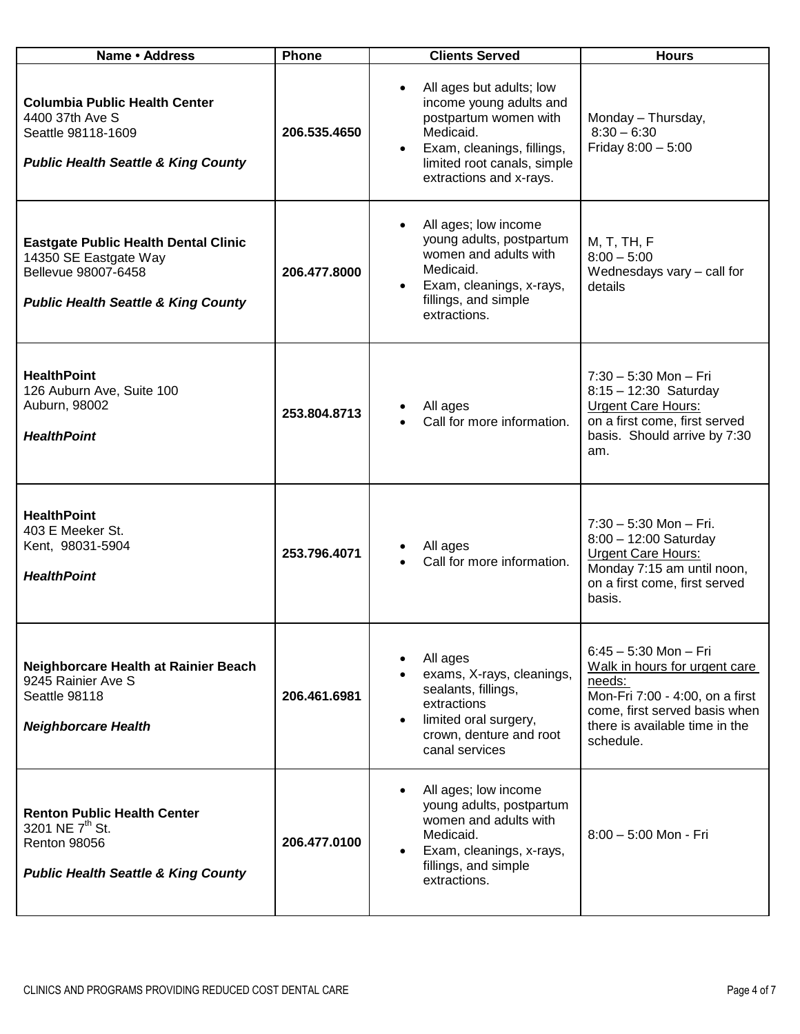| Name • Address | Phone | Clients Served | Hours |
|---|---|---|---|
| **Columbia Public Health Center**<br>4400 37th Ave S<br>Seattle 98118-1609<br>***Public Health Seattle & King County*** | **206.535.4650** | • All ages but adults; low income young adults and postpartum women with Medicaid.<br>• Exam, cleanings, fillings, limited root canals, simple extractions and x-rays. | Monday – Thursday, 8:30 – 6:30<br>Friday 8:00 – 5:00 |
| **Eastgate Public Health Dental Clinic**<br>14350 SE Eastgate Way<br>Bellevue 98007-6458<br>***Public Health Seattle & King County*** | **206.477.8000** | • All ages; low income young adults, postpartum women and adults with Medicaid.<br>• Exam, cleanings, x-rays, fillings, and simple extractions. | M, T, TH, F<br>8:00 – 5:00<br>Wednesdays vary – call for details |
| **HealthPoint**<br>126 Auburn Ave, Suite 100<br>Auburn, 98002<br>***HealthPoint*** | **253.804.8713** | • All ages<br>• Call for more information. | 7:30 – 5:30 Mon – Fri<br>8:15 – 12:30 Saturday<br>Urgent Care Hours:<br>on a first come, first served basis. Should arrive by 7:30 am. |
| **HealthPoint**<br>403 E Meeker St.<br>Kent, 98031-5904<br>***HealthPoint*** | **253.796.4071** | • All ages<br>• Call for more information. | 7:30 – 5:30 Mon – Fri.<br>8:00 – 12:00 Saturday<br>Urgent Care Hours:<br>Monday 7:15 am until noon, on a first come, first served basis. |
| **Neighborcare Health at Rainier Beach**<br>9245 Rainier Ave S<br>Seattle 98118<br>***Neighborcare Health*** | **206.461.6981** | • All ages<br>• exams, X-rays, cleanings, sealants, fillings, extractions<br>• limited oral surgery, crown, denture and root canal services | 6:45 – 5:30 Mon – Fri<br>Walk in hours for urgent care needs:<br>Mon-Fri 7:00 - 4:00, on a first come, first served basis when there is available time in the schedule. |
| **Renton Public Health Center**<br>3201 NE 7th St.<br>Renton 98056<br>***Public Health Seattle & King County*** | **206.477.0100** | • All ages; low income young adults, postpartum women and adults with Medicaid.<br>• Exam, cleanings, x-rays, fillings, and simple extractions. | 8:00 – 5:00 Mon - Fri |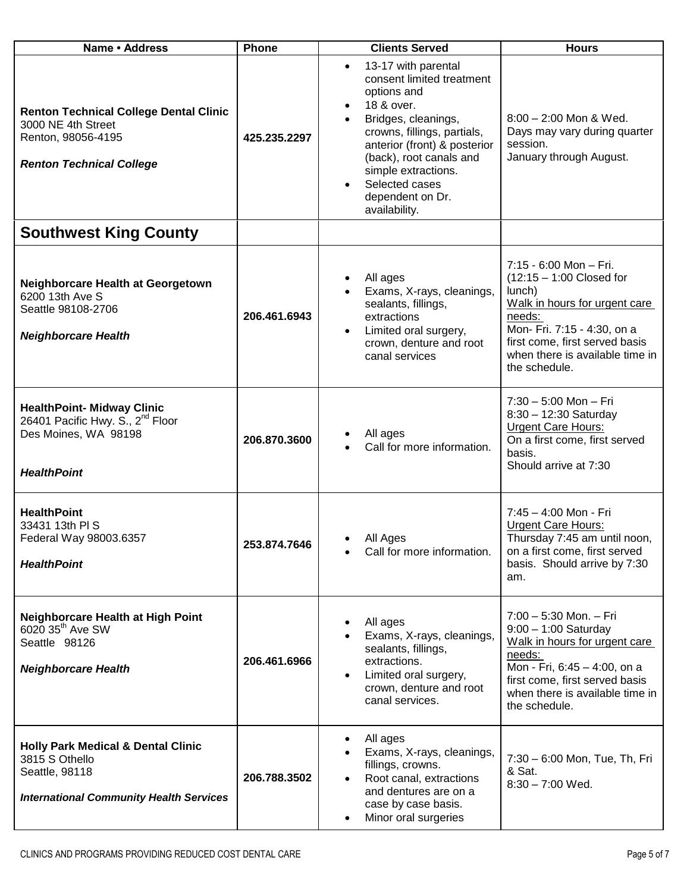| Name • Address | Phone | Clients Served | Hours |
|---|---|---|---|
| **Renton Technical College Dental Clinic**<br>3000 NE 4th Street<br>Renton, 98056-4195<br><br>***Renton Technical College*** | **425.235.2297** | • 13-17 with parental consent limited treatment options and<br>• 18 & over.<br>• Bridges, cleanings, crowns, fillings, partials, anterior (front) & posterior (back), root canals and simple extractions.<br>• Selected cases dependent on Dr. availability. | 8:00 – 2:00 Mon & Wed.<br>Days may vary during quarter session.<br>January through August. |
| **Southwest King County** | | | |
| **Neighborcare Health at Georgetown**<br>6200 13th Ave S<br>Seattle 98108-2706<br><br>***Neighborcare Health*** | **206.461.6943** | • All ages<br>• Exams, X-rays, cleanings, sealants, fillings, extractions<br>• Limited oral surgery, crown, denture and root canal services | 7:15 - 6:00 Mon – Fri.<br>(12:15 – 1:00 Closed for lunch)<br>Walk in hours for urgent care needs:<br>Mon- Fri. 7:15 - 4:30, on a first come, first served basis when there is available time in the schedule. |
| **HealthPoint- Midway Clinic**<br>26401 Pacific Hwy. S., 2nd Floor<br>Des Moines, WA 98198<br><br>***HealthPoint*** | **206.870.3600** | • All ages<br>• Call for more information. | 7:30 – 5:00 Mon – Fri<br>8:30 – 12:30 Saturday<br>Urgent Care Hours:<br>On a first come, first served basis.<br>Should arrive at 7:30 |
| **HealthPoint**<br>33431 13th Pl S<br>Federal Way 98003.6357<br><br>***HealthPoint*** | **253.874.7646** | • All Ages<br>• Call for more information. | 7:45 – 4:00 Mon - Fri<br>Urgent Care Hours:<br>Thursday 7:45 am until noon, on a first come, first served basis. Should arrive by 7:30 am. |
| **Neighborcare Health at High Point**<br>6020 35th Ave SW<br>Seattle 98126<br><br>***Neighborcare Health*** | **206.461.6966** | • All ages<br>• Exams, X-rays, cleanings, sealants, fillings, extractions.<br>• Limited oral surgery, crown, denture and root canal services. | 7:00 – 5:30 Mon. – Fri<br>9:00 – 1:00 Saturday<br>Walk in hours for urgent care needs:<br>Mon - Fri, 6:45 – 4:00, on a first come, first served basis when there is available time in the schedule. |
| **Holly Park Medical & Dental Clinic**<br>3815 S Othello<br>Seattle, 98118<br><br>***International Community Health Services*** | **206.788.3502** | • All ages<br>• Exams, X-rays, cleanings, fillings, crowns.<br>• Root canal, extractions and dentures are on a case by case basis.<br>• Minor oral surgeries | 7:30 – 6:00 Mon, Tue, Th, Fri & Sat.<br>8:30 – 7:00 Wed. |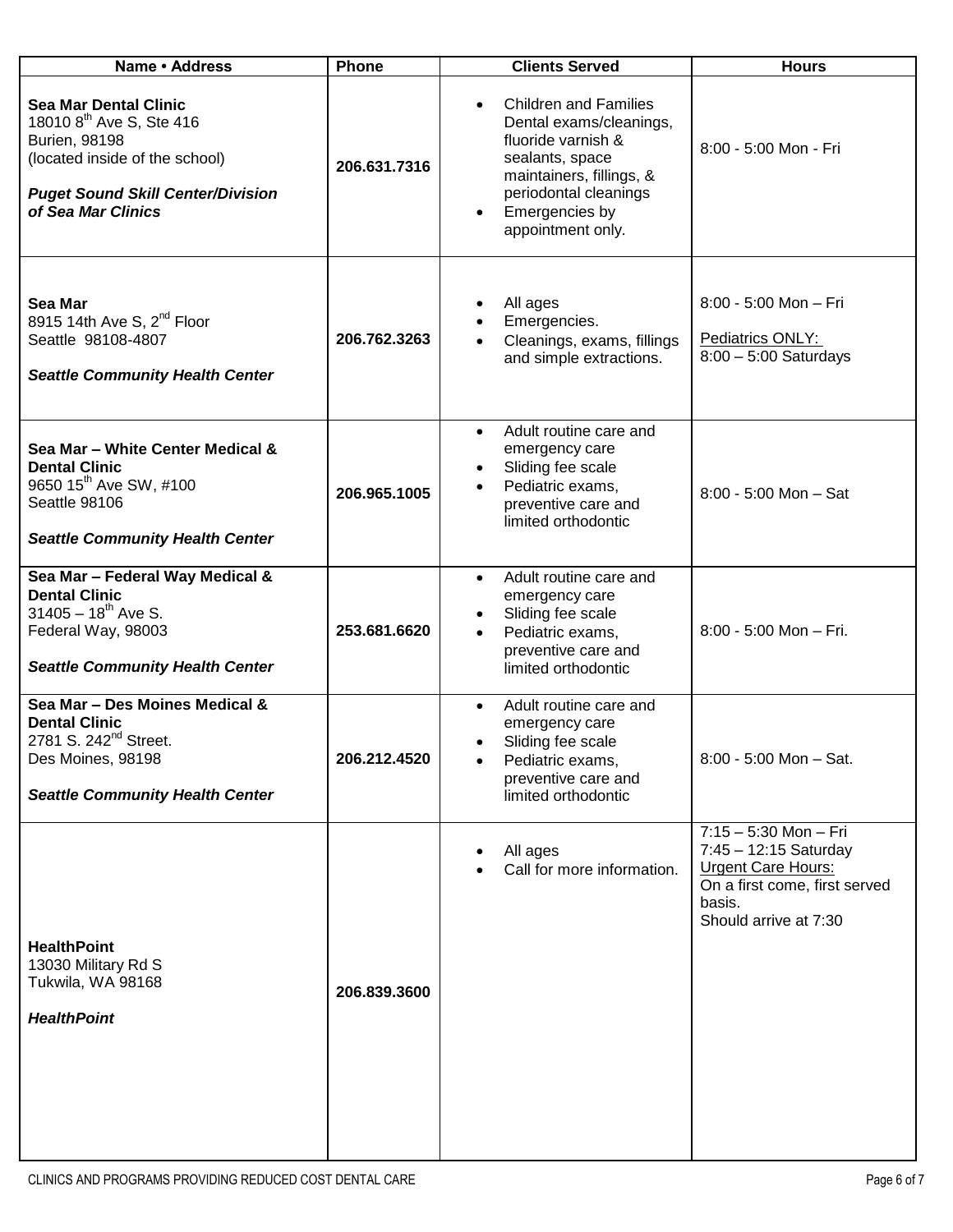| Name • Address | Phone | Clients Served | Hours |
|---|---|---|---|
| **Sea Mar Dental Clinic**<br>18010 8th Ave S, Ste 416<br>Burien, 98198<br>(located inside of the school)<br>***Puget Sound Skill Center/Division of Sea Mar Clinics*** | 206.631.7316 | • Children and Families Dental exams/cleanings, fluoride varnish & sealants, space maintainers, fillings, & periodontal cleanings<br>• Emergencies by appointment only. | 8:00 - 5:00 Mon - Fri |
| **Sea Mar**<br>8915 14th Ave S, 2nd Floor<br>Seattle 98108-4807<br>***Seattle Community Health Center*** | 206.762.3263 | • All ages<br>• Emergencies.<br>• Cleanings, exams, fillings and simple extractions. | 8:00 - 5:00 Mon – Fri<br>Pediatrics ONLY:<br>8:00 – 5:00 Saturdays |
| **Sea Mar – White Center Medical & Dental Clinic**<br>9650 15th Ave SW, #100<br>Seattle 98106<br>***Seattle Community Health Center*** | 206.965.1005 | • Adult routine care and emergency care<br>• Sliding fee scale<br>• Pediatric exams, preventive care and limited orthodontic | 8:00 - 5:00 Mon – Sat |
| **Sea Mar – Federal Way Medical & Dental Clinic**<br>31405 – 18th Ave S.<br>Federal Way, 98003<br>***Seattle Community Health Center*** | 253.681.6620 | • Adult routine care and emergency care<br>• Sliding fee scale<br>• Pediatric exams, preventive care and limited orthodontic | 8:00 - 5:00 Mon – Fri. |
| **Sea Mar – Des Moines Medical & Dental Clinic**<br>2781 S. 242nd Street.<br>Des Moines, 98198<br>***Seattle Community Health Center*** | 206.212.4520 | • Adult routine care and emergency care<br>• Sliding fee scale<br>• Pediatric exams, preventive care and limited orthodontic | 8:00 - 5:00 Mon – Sat. |
| **HealthPoint**<br>13030 Military Rd S<br>Tukwila, WA 98168<br>***HealthPoint*** | 206.839.3600 | • All ages<br>• Call for more information. | 7:15 – 5:30 Mon – Fri<br>7:45 – 12:15 Saturday<br>Urgent Care Hours:<br>On a first come, first served basis.<br>Should arrive at 7:30 |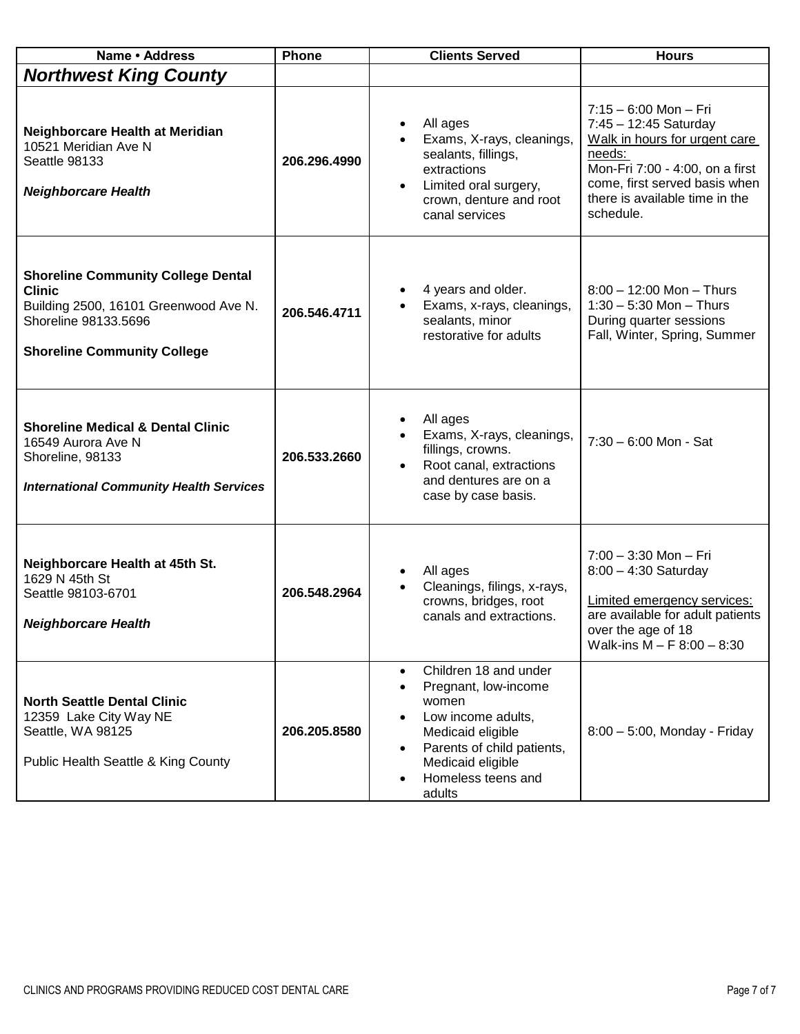| Name • Address | Phone | Clients Served | Hours |
|---|---|---|---|
| ***Northwest King County*** | | | |
| **Neighborcare Health at Meridian**<br>10521 Meridian Ave N<br>Seattle 98133<br><br>***Neighborcare Health*** | **206.296.4990** | • All ages<br>• Exams, X-rays, cleanings, sealants, fillings, extractions<br>• Limited oral surgery, crown, denture and root canal services | 7:15 – 6:00 Mon – Fri<br>7:45 – 12:45 Saturday<br>Walk in hours for urgent care needs:<br>Mon-Fri 7:00 - 4:00, on a first come, first served basis when there is available time in the schedule. |
| **Shoreline Community College Dental Clinic**<br>Building 2500, 16101 Greenwood Ave N.<br>Shoreline 98133.5696<br><br>**Shoreline Community College** | **206.546.4711** | • 4 years and older.<br>• Exams, x-rays, cleanings, sealants, minor restorative for adults | 8:00 – 12:00 Mon – Thurs<br>1:30 – 5:30 Mon – Thurs<br>During quarter sessions<br>Fall, Winter, Spring, Summer |
| **Shoreline Medical & Dental Clinic**<br>16549 Aurora Ave N<br>Shoreline, 98133<br><br>***International Community Health Services*** | **206.533.2660** | • All ages<br>• Exams, X-rays, cleanings, fillings, crowns.<br>• Root canal, extractions and dentures are on a case by case basis. | 7:30 – 6:00 Mon - Sat |
| **Neighborcare Health at 45th St.**<br>1629 N 45th St<br>Seattle 98103-6701<br><br>***Neighborcare Health*** | **206.548.2964** | • All ages<br>• Cleanings, filings, x-rays, crowns, bridges, root canals and extractions. | 7:00 – 3:30 Mon – Fri<br>8:00 – 4:30 Saturday<br><br>Limited emergency services: are available for adult patients over the age of 18<br>Walk-ins M – F 8:00 – 8:30 |
| **North Seattle Dental Clinic**<br>12359 Lake City Way NE<br>Seattle, WA 98125<br><br>Public Health Seattle & King County | **206.205.8580** | • Children 18 and under<br>• Pregnant, low-income women<br>• Low income adults, Medicaid eligible<br>• Parents of child patients, Medicaid eligible<br>• Homeless teens and adults | 8:00 – 5:00, Monday - Friday |